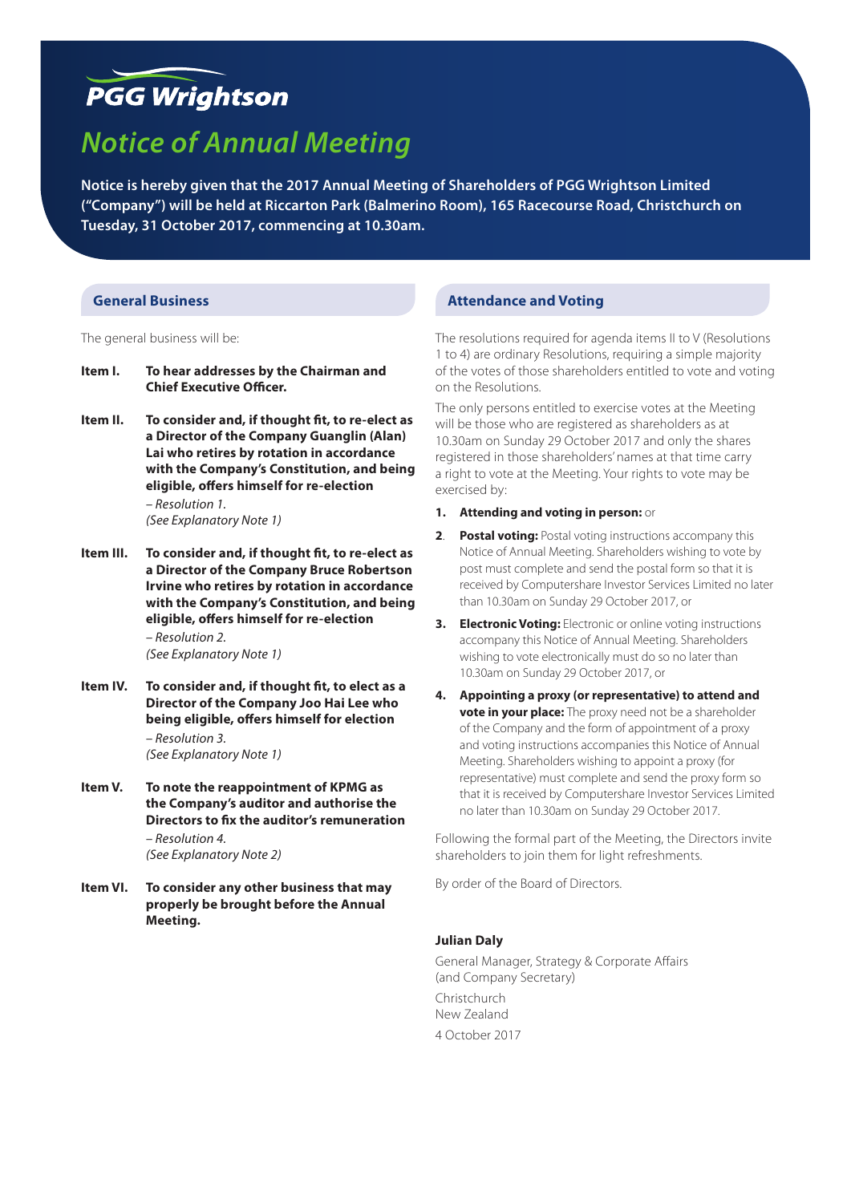**PGG Wrightson**

# Notice of Annual Meeting

**Notice is hereby given that the 2017 Annual Meeting of Shareholders of PGG Wrightson Limited ("Company") will be held at Riccarton Park (Balmerino Room), 165 Racecourse Road, Christchurch on Tuesday, 31 October 2017, commencing at 10.30am.**

## General Business

The general business will be:

**Item I. To hear addresses by the Chairman and Chief Executive Officer.**

**Item II. To consider and, if thought fit, to re-elect as a Director of the Company Guanglin (Alan) Lai who retires by rotation in accordance with the Company's Constitution, and being eligible, offers himself for re-election**
*– Resolution 1.*
*(See Explanatory Note 1)*

**Item III. To consider and, if thought fit, to re-elect as a Director of the Company Bruce Robertson Irvine who retires by rotation in accordance with the Company's Constitution, and being eligible, offers himself for re-election**
*– Resolution 2.*
*(See Explanatory Note 1)*

**Item IV. To consider and, if thought fit, to elect as a Director of the Company Joo Hai Lee who being eligible, offers himself for election**
*– Resolution 3.*
*(See Explanatory Note 1)*

**Item V. To note the reappointment of KPMG as the Company's auditor and authorise the Directors to fix the auditor's remuneration**
*– Resolution 4.*
*(See Explanatory Note 2)*

**Item VI. To consider any other business that may properly be brought before the Annual Meeting.**

## Attendance and Voting

The resolutions required for agenda items II to V (Resolutions 1 to 4) are ordinary Resolutions, requiring a simple majority of the votes of those shareholders entitled to vote and voting on the Resolutions.

The only persons entitled to exercise votes at the Meeting will be those who are registered as shareholders as at 10.30am on Sunday 29 October 2017 and only the shares registered in those shareholders' names at that time carry a right to vote at the Meeting. Your rights to vote may be exercised by:

1. **Attending and voting in person:** or
2. **Postal voting:** Postal voting instructions accompany this Notice of Annual Meeting. Shareholders wishing to vote by post must complete and send the postal form so that it is received by Computershare Investor Services Limited no later than 10.30am on Sunday 29 October 2017, or
3. **Electronic Voting:** Electronic or online voting instructions accompany this Notice of Annual Meeting. Shareholders wishing to vote electronically must do so no later than 10.30am on Sunday 29 October 2017, or
4. **Appointing a proxy (or representative) to attend and vote in your place:** The proxy need not be a shareholder of the Company and the form of appointment of a proxy and voting instructions accompanies this Notice of Annual Meeting. Shareholders wishing to appoint a proxy (for representative) must complete and send the proxy form so that it is received by Computershare Investor Services Limited no later than 10.30am on Sunday 29 October 2017.

Following the formal part of the Meeting, the Directors invite shareholders to join them for light refreshments.

By order of the Board of Directors.

**Julian Daly**

General Manager, Strategy & Corporate Affairs
(and Company Secretary)

Christchurch
New Zealand

4 October 2017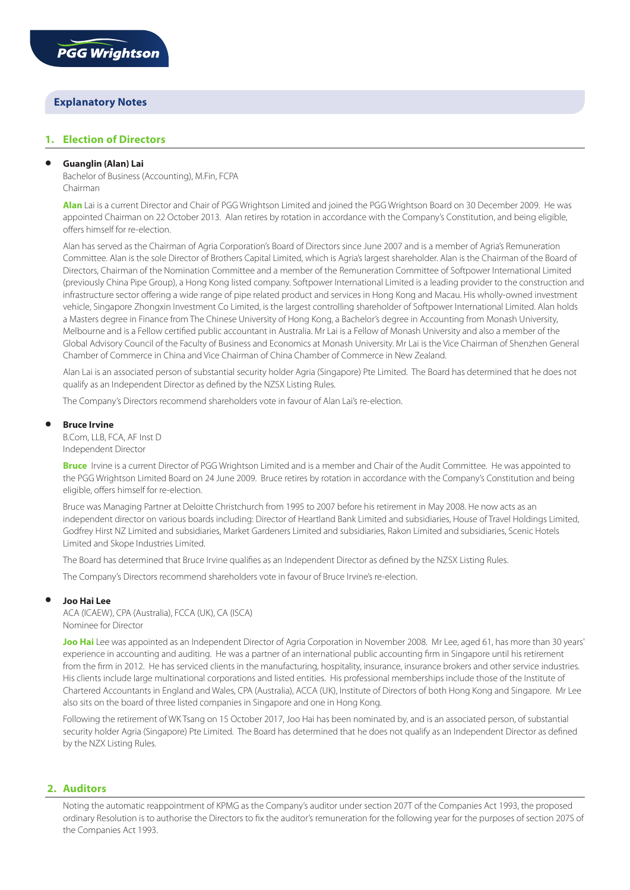## Explanatory Notes

### 1. Election of Directors

- **Guanglin (Alan) Lai**

  Bachelor of Business (Accounting), M.Fin, FCPA
  Chairman

  **Alan** Lai is a current Director and Chair of PGG Wrightson Limited and joined the PGG Wrightson Board on 30 December 2009. He was appointed Chairman on 22 October 2013. Alan retires by rotation in accordance with the Company's Constitution, and being eligible, offers himself for re-election.

  Alan has served as the Chairman of Agria Corporation's Board of Directors since June 2007 and is a member of Agria's Remuneration Committee. Alan is the sole Director of Brothers Capital Limited, which is Agria's largest shareholder. Alan is the Chairman of the Board of Directors, Chairman of the Nomination Committee and a member of the Remuneration Committee of Softpower International Limited (previously China Pipe Group), a Hong Kong listed company. Softpower International Limited is a leading provider to the construction and infrastructure sector offering a wide range of pipe related product and services in Hong Kong and Macau. His wholly-owned investment vehicle, Singapore Zhongxin Investment Co Limited, is the largest controlling shareholder of Softpower International Limited. Alan holds a Masters degree in Finance from The Chinese University of Hong Kong, a Bachelor's degree in Accounting from Monash University, Melbourne and is a Fellow certified public accountant in Australia. Mr Lai is a Fellow of Monash University and also a member of the Global Advisory Council of the Faculty of Business and Economics at Monash University. Mr Lai is the Vice Chairman of Shenzhen General Chamber of Commerce in China and Vice Chairman of China Chamber of Commerce in New Zealand.

  Alan Lai is an associated person of substantial security holder Agria (Singapore) Pte Limited. The Board has determined that he does not qualify as an Independent Director as defined by the NZSX Listing Rules.

  The Company's Directors recommend shareholders vote in favour of Alan Lai's re-election.

- **Bruce Irvine**

  B.Com, LLB, FCA, AF Inst D
  Independent Director

  **Bruce** Irvine is a current Director of PGG Wrightson Limited and is a member and Chair of the Audit Committee. He was appointed to the PGG Wrightson Limited Board on 24 June 2009. Bruce retires by rotation in accordance with the Company's Constitution and being eligible, offers himself for re-election.

  Bruce was Managing Partner at Deloitte Christchurch from 1995 to 2007 before his retirement in May 2008. He now acts as an independent director on various boards including: Director of Heartland Bank Limited and subsidiaries, House of Travel Holdings Limited, Godfrey Hirst NZ Limited and subsidiaries, Market Gardeners Limited and subsidiaries, Rakon Limited and subsidiaries, Scenic Hotels Limited and Skope Industries Limited.

  The Board has determined that Bruce Irvine qualifies as an Independent Director as defined by the NZSX Listing Rules.

  The Company's Directors recommend shareholders vote in favour of Bruce Irvine's re-election.

- **Joo Hai Lee**

  ACA (ICAEW), CPA (Australia), FCCA (UK), CA (ISCA)
  Nominee for Director

  **Joo Hai** Lee was appointed as an Independent Director of Agria Corporation in November 2008. Mr Lee, aged 61, has more than 30 years' experience in accounting and auditing. He was a partner of an international public accounting firm in Singapore until his retirement from the firm in 2012. He has serviced clients in the manufacturing, hospitality, insurance, insurance brokers and other service industries. His clients include large multinational corporations and listed entities. His professional memberships include those of the Institute of Chartered Accountants in England and Wales, CPA (Australia), ACCA (UK), Institute of Directors of both Hong Kong and Singapore. Mr Lee also sits on the board of three listed companies in Singapore and one in Hong Kong.

  Following the retirement of WK Tsang on 15 October 2017, Joo Hai has been nominated by, and is an associated person, of substantial security holder Agria (Singapore) Pte Limited. The Board has determined that he does not qualify as an Independent Director as defined by the NZX Listing Rules.

### 2. Auditors

Noting the automatic reappointment of KPMG as the Company's auditor under section 207T of the Companies Act 1993, the proposed ordinary Resolution is to authorise the Directors to fix the auditor's remuneration for the following year for the purposes of section 207S of the Companies Act 1993.